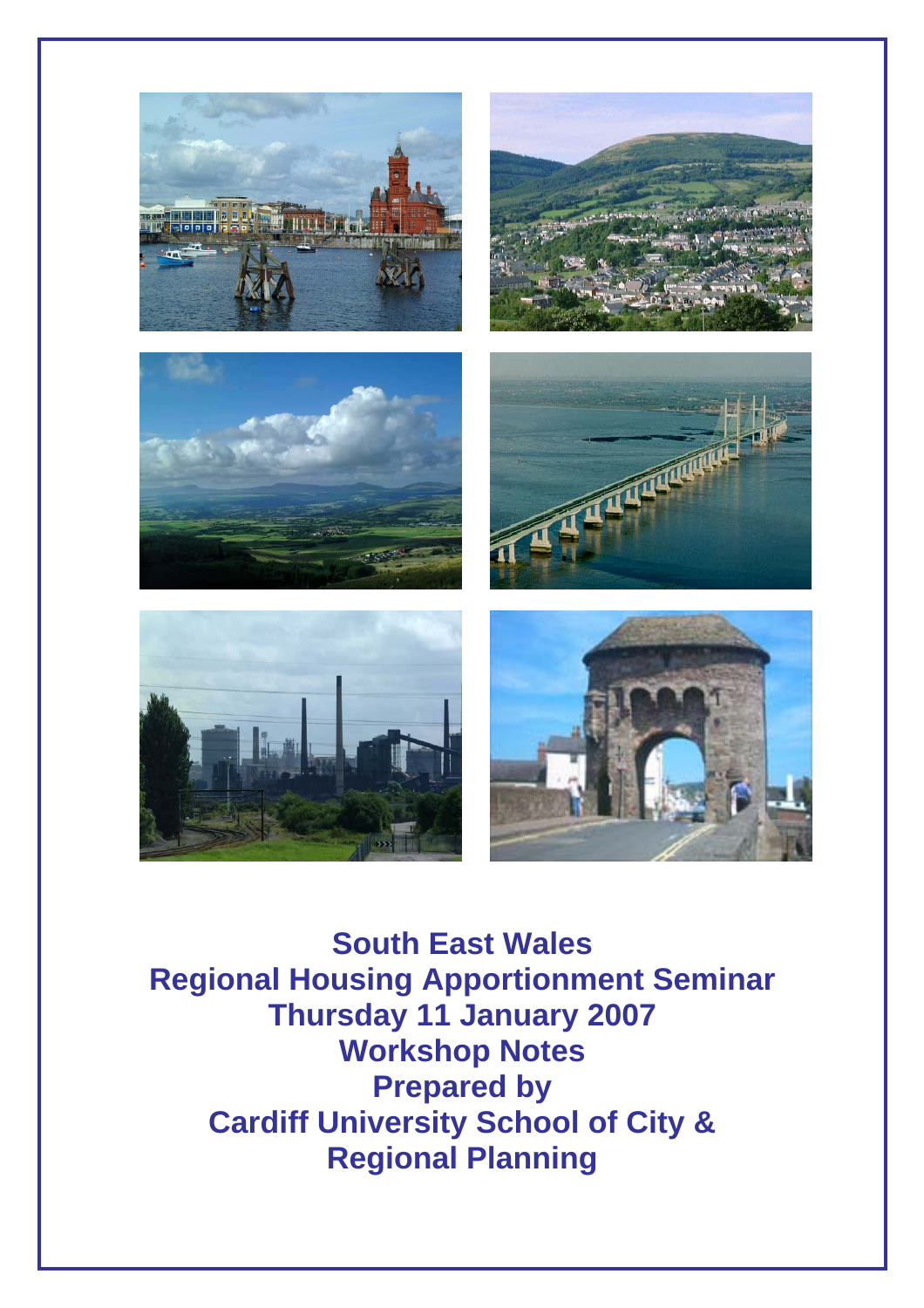# South East Wales
# Regional Housing Apportionment Seminar
# Thursday 11 January 2007
# Workshop Notes
# Prepared by
# Cardiff University School of City & Regional Planning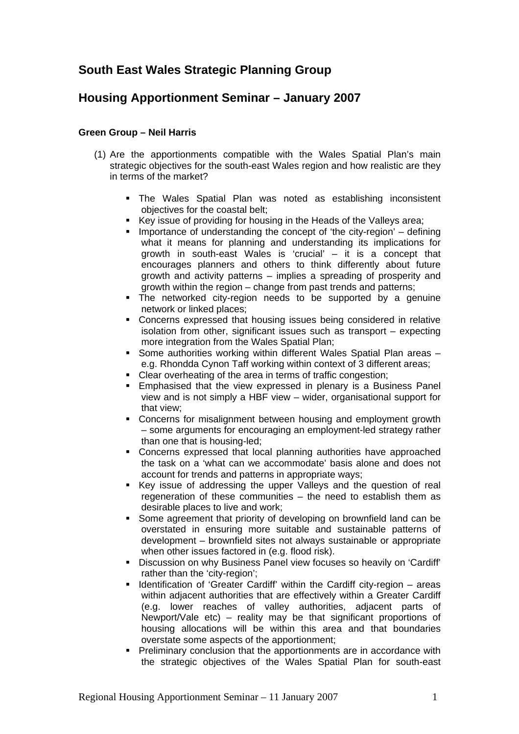## South East Wales Strategic Planning Group

## Housing Apportionment Seminar – January 2007

**Green Group – Neil Harris**

(1) Are the apportionments compatible with the Wales Spatial Plan's main strategic objectives for the south-east Wales region and how realistic are they in terms of the market?

- The Wales Spatial Plan was noted as establishing inconsistent objectives for the coastal belt;
- Key issue of providing for housing in the Heads of the Valleys area;
- Importance of understanding the concept of 'the city-region' – defining what it means for planning and understanding its implications for growth in south-east Wales is 'crucial' – it is a concept that encourages planners and others to think differently about future growth and activity patterns – implies a spreading of prosperity and growth within the region – change from past trends and patterns;
- The networked city-region needs to be supported by a genuine network or linked places;
- Concerns expressed that housing issues being considered in relative isolation from other, significant issues such as transport – expecting more integration from the Wales Spatial Plan;
- Some authorities working within different Wales Spatial Plan areas – e.g. Rhondda Cynon Taff working within context of 3 different areas;
- Clear overheating of the area in terms of traffic congestion;
- Emphasised that the view expressed in plenary is a Business Panel view and is not simply a HBF view – wider, organisational support for that view;
- Concerns for misalignment between housing and employment growth – some arguments for encouraging an employment-led strategy rather than one that is housing-led;
- Concerns expressed that local planning authorities have approached the task on a 'what can we accommodate' basis alone and does not account for trends and patterns in appropriate ways;
- Key issue of addressing the upper Valleys and the question of real regeneration of these communities – the need to establish them as desirable places to live and work;
- Some agreement that priority of developing on brownfield land can be overstated in ensuring more suitable and sustainable patterns of development – brownfield sites not always sustainable or appropriate when other issues factored in (e.g. flood risk).
- Discussion on why Business Panel view focuses so heavily on 'Cardiff' rather than the 'city-region';
- Identification of 'Greater Cardiff' within the Cardiff city-region – areas within adjacent authorities that are effectively within a Greater Cardiff (e.g. lower reaches of valley authorities, adjacent parts of Newport/Vale etc) – reality may be that significant proportions of housing allocations will be within this area and that boundaries overstate some aspects of the apportionment;
- Preliminary conclusion that the apportionments are in accordance with the strategic objectives of the Wales Spatial Plan for south-east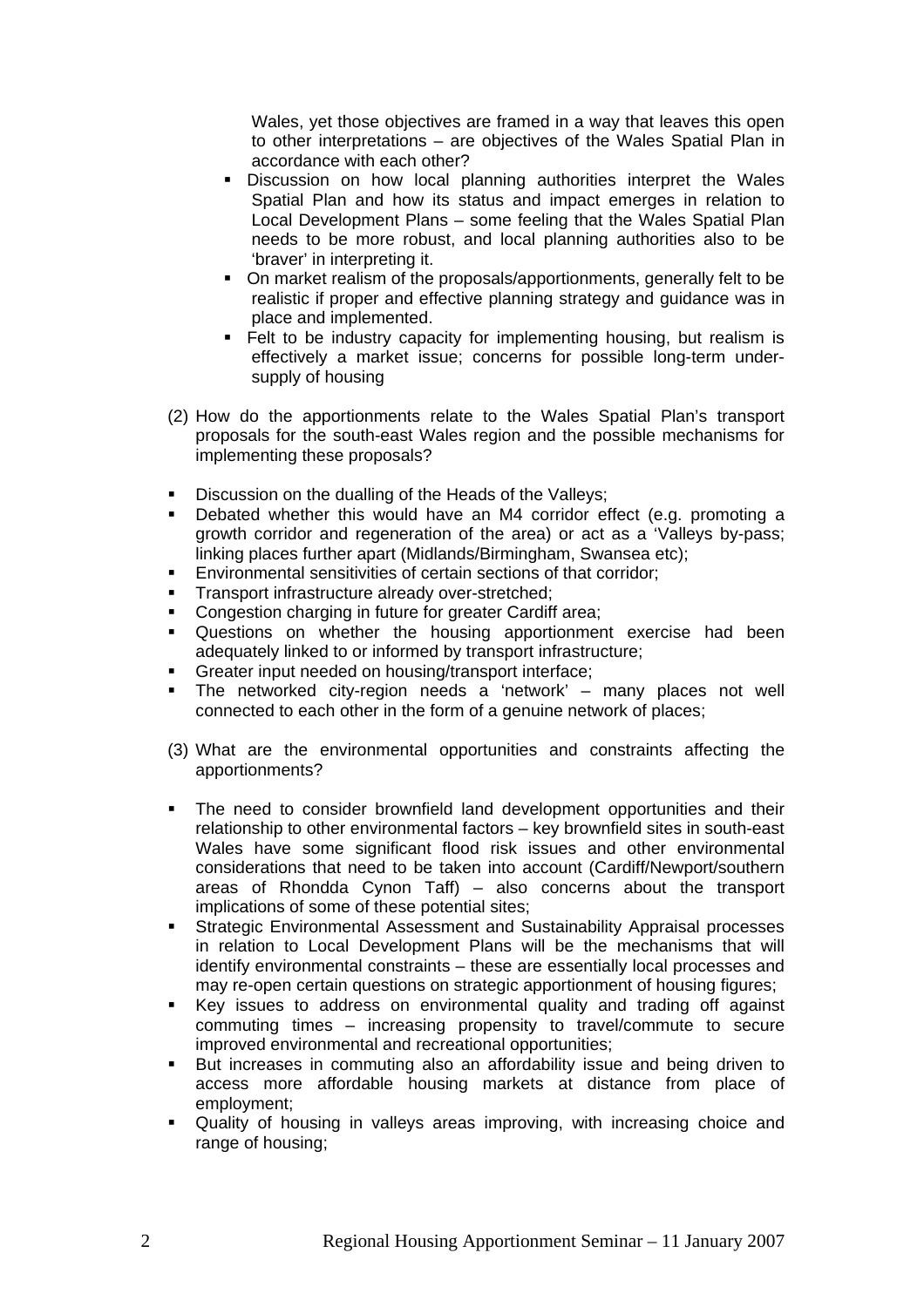Wales, yet those objectives are framed in a way that leaves this open to other interpretations – are objectives of the Wales Spatial Plan in accordance with each other?

- Discussion on how local planning authorities interpret the Wales Spatial Plan and how its status and impact emerges in relation to Local Development Plans – some feeling that the Wales Spatial Plan needs to be more robust, and local planning authorities also to be 'braver' in interpreting it.
- On market realism of the proposals/apportionments, generally felt to be realistic if proper and effective planning strategy and guidance was in place and implemented.
- Felt to be industry capacity for implementing housing, but realism is effectively a market issue; concerns for possible long-term under-supply of housing

(2) How do the apportionments relate to the Wales Spatial Plan's transport proposals for the south-east Wales region and the possible mechanisms for implementing these proposals?

- Discussion on the dualling of the Heads of the Valleys;
- Debated whether this would have an M4 corridor effect (e.g. promoting a growth corridor and regeneration of the area) or act as a 'Valleys by-pass; linking places further apart (Midlands/Birmingham, Swansea etc);
- Environmental sensitivities of certain sections of that corridor;
- Transport infrastructure already over-stretched;
- Congestion charging in future for greater Cardiff area;
- Questions on whether the housing apportionment exercise had been adequately linked to or informed by transport infrastructure;
- Greater input needed on housing/transport interface;
- The networked city-region needs a 'network' – many places not well connected to each other in the form of a genuine network of places;

(3) What are the environmental opportunities and constraints affecting the apportionments?

- The need to consider brownfield land development opportunities and their relationship to other environmental factors – key brownfield sites in south-east Wales have some significant flood risk issues and other environmental considerations that need to be taken into account (Cardiff/Newport/southern areas of Rhondda Cynon Taff) – also concerns about the transport implications of some of these potential sites;
- Strategic Environmental Assessment and Sustainability Appraisal processes in relation to Local Development Plans will be the mechanisms that will identify environmental constraints – these are essentially local processes and may re-open certain questions on strategic apportionment of housing figures;
- Key issues to address on environmental quality and trading off against commuting times – increasing propensity to travel/commute to secure improved environmental and recreational opportunities;
- But increases in commuting also an affordability issue and being driven to access more affordable housing markets at distance from place of employment;
- Quality of housing in valleys areas improving, with increasing choice and range of housing;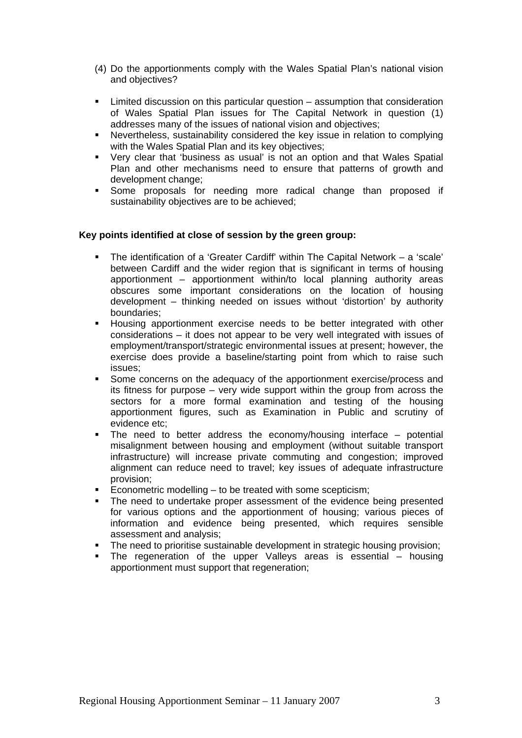(4) Do the apportionments comply with the Wales Spatial Plan's national vision and objectives?

- Limited discussion on this particular question – assumption that consideration of Wales Spatial Plan issues for The Capital Network in question (1) addresses many of the issues of national vision and objectives;
- Nevertheless, sustainability considered the key issue in relation to complying with the Wales Spatial Plan and its key objectives;
- Very clear that 'business as usual' is not an option and that Wales Spatial Plan and other mechanisms need to ensure that patterns of growth and development change;
- Some proposals for needing more radical change than proposed if sustainability objectives are to be achieved;

**Key points identified at close of session by the green group:**

- The identification of a 'Greater Cardiff' within The Capital Network – a 'scale' between Cardiff and the wider region that is significant in terms of housing apportionment – apportionment within/to local planning authority areas obscures some important considerations on the location of housing development – thinking needed on issues without 'distortion' by authority boundaries;
- Housing apportionment exercise needs to be better integrated with other considerations – it does not appear to be very well integrated with issues of employment/transport/strategic environmental issues at present; however, the exercise does provide a baseline/starting point from which to raise such issues;
- Some concerns on the adequacy of the apportionment exercise/process and its fitness for purpose – very wide support within the group from across the sectors for a more formal examination and testing of the housing apportionment figures, such as Examination in Public and scrutiny of evidence etc;
- The need to better address the economy/housing interface – potential misalignment between housing and employment (without suitable transport infrastructure) will increase private commuting and congestion; improved alignment can reduce need to travel; key issues of adequate infrastructure provision;
- Econometric modelling – to be treated with some scepticism;
- The need to undertake proper assessment of the evidence being presented for various options and the apportionment of housing; various pieces of information and evidence being presented, which requires sensible assessment and analysis;
- The need to prioritise sustainable development in strategic housing provision;
- The regeneration of the upper Valleys areas is essential – housing apportionment must support that regeneration;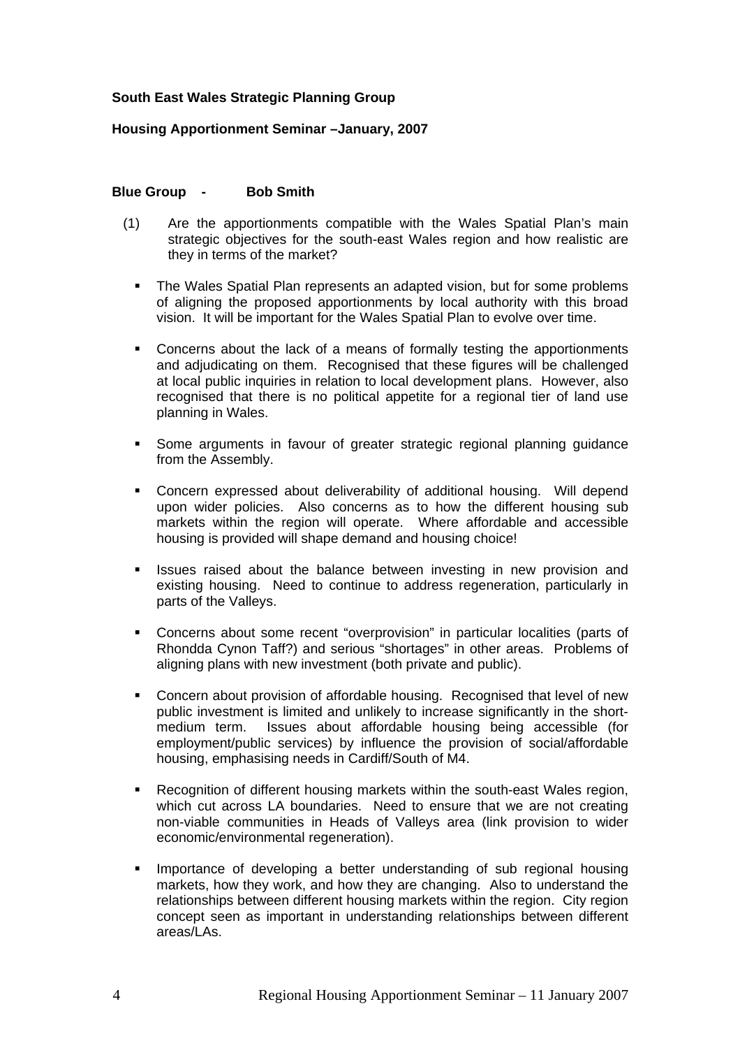**South East Wales Strategic Planning Group**

**Housing Apportionment Seminar –January, 2007**

**Blue Group - Bob Smith**

(1) Are the apportionments compatible with the Wales Spatial Plan's main strategic objectives for the south-east Wales region and how realistic are they in terms of the market?

- The Wales Spatial Plan represents an adapted vision, but for some problems of aligning the proposed apportionments by local authority with this broad vision. It will be important for the Wales Spatial Plan to evolve over time.
- Concerns about the lack of a means of formally testing the apportionments and adjudicating on them. Recognised that these figures will be challenged at local public inquiries in relation to local development plans. However, also recognised that there is no political appetite for a regional tier of land use planning in Wales.
- Some arguments in favour of greater strategic regional planning guidance from the Assembly.
- Concern expressed about deliverability of additional housing. Will depend upon wider policies. Also concerns as to how the different housing sub markets within the region will operate. Where affordable and accessible housing is provided will shape demand and housing choice!
- Issues raised about the balance between investing in new provision and existing housing. Need to continue to address regeneration, particularly in parts of the Valleys.
- Concerns about some recent "overprovision" in particular localities (parts of Rhondda Cynon Taff?) and serious "shortages" in other areas. Problems of aligning plans with new investment (both private and public).
- Concern about provision of affordable housing. Recognised that level of new public investment is limited and unlikely to increase significantly in the short-medium term. Issues about affordable housing being accessible (for employment/public services) by influence the provision of social/affordable housing, emphasising needs in Cardiff/South of M4.
- Recognition of different housing markets within the south-east Wales region, which cut across LA boundaries. Need to ensure that we are not creating non-viable communities in Heads of Valleys area (link provision to wider economic/environmental regeneration).
- Importance of developing a better understanding of sub regional housing markets, how they work, and how they are changing. Also to understand the relationships between different housing markets within the region. City region concept seen as important in understanding relationships between different areas/LAs.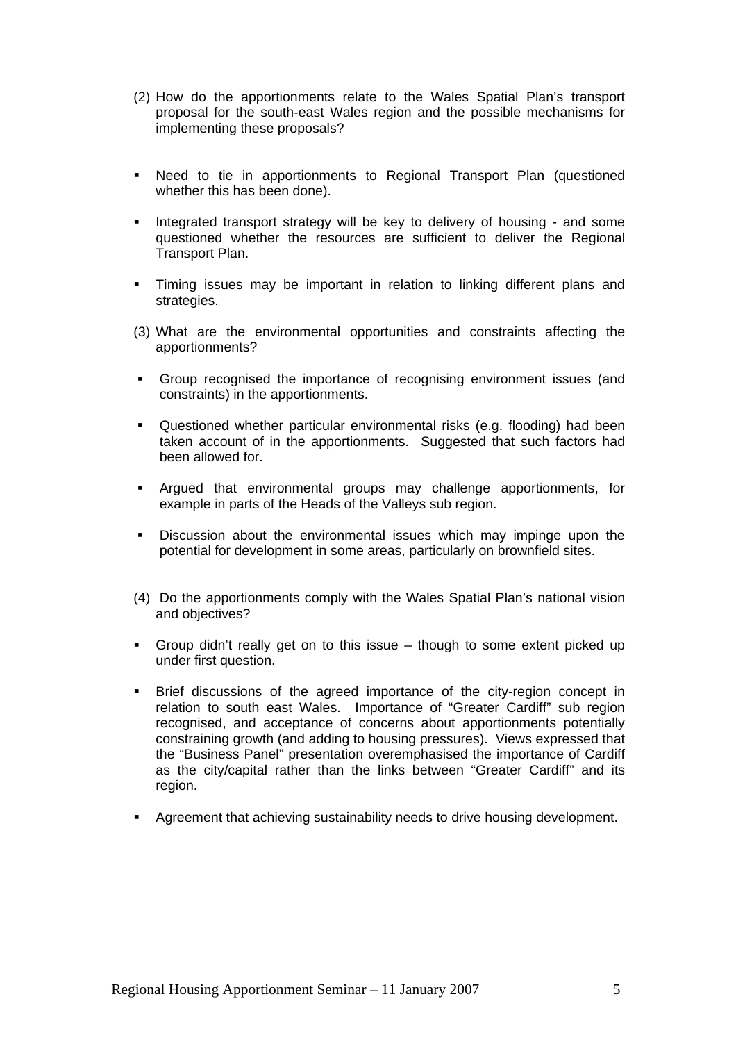(2) How do the apportionments relate to the Wales Spatial Plan's transport proposal for the south-east Wales region and the possible mechanisms for implementing these proposals?

- Need to tie in apportionments to Regional Transport Plan (questioned whether this has been done).
- Integrated transport strategy will be key to delivery of housing - and some questioned whether the resources are sufficient to deliver the Regional Transport Plan.
- Timing issues may be important in relation to linking different plans and strategies.

(3) What are the environmental opportunities and constraints affecting the apportionments?

- Group recognised the importance of recognising environment issues (and constraints) in the apportionments.
- Questioned whether particular environmental risks (e.g. flooding) had been taken account of in the apportionments. Suggested that such factors had been allowed for.
- Argued that environmental groups may challenge apportionments, for example in parts of the Heads of the Valleys sub region.
- Discussion about the environmental issues which may impinge upon the potential for development in some areas, particularly on brownfield sites.

(4) Do the apportionments comply with the Wales Spatial Plan's national vision and objectives?

- Group didn't really get on to this issue – though to some extent picked up under first question.
- Brief discussions of the agreed importance of the city-region concept in relation to south east Wales. Importance of "Greater Cardiff" sub region recognised, and acceptance of concerns about apportionments potentially constraining growth (and adding to housing pressures). Views expressed that the "Business Panel" presentation overemphasised the importance of Cardiff as the city/capital rather than the links between "Greater Cardiff" and its region.
- Agreement that achieving sustainability needs to drive housing development.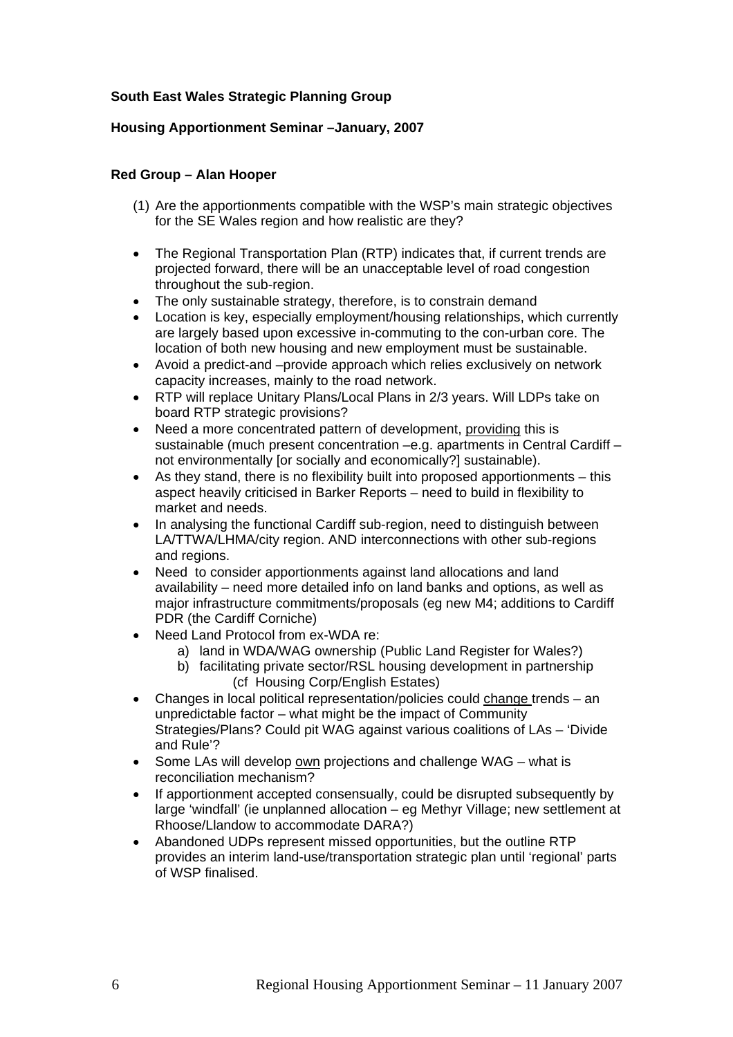**South East Wales Strategic Planning Group**

**Housing Apportionment Seminar –January, 2007**

**Red Group – Alan Hooper**

(1) Are the apportionments compatible with the WSP's main strategic objectives for the SE Wales region and how realistic are they?

- The Regional Transportation Plan (RTP) indicates that, if current trends are projected forward, there will be an unacceptable level of road congestion throughout the sub-region.
- The only sustainable strategy, therefore, is to constrain demand
- Location is key, especially employment/housing relationships, which currently are largely based upon excessive in-commuting to the con-urban core. The location of both new housing and new employment must be sustainable.
- Avoid a predict-and –provide approach which relies exclusively on network capacity increases, mainly to the road network.
- RTP will replace Unitary Plans/Local Plans in 2/3 years. Will LDPs take on board RTP strategic provisions?
- Need a more concentrated pattern of development, <u>providing</u> this is sustainable (much present concentration –e.g. apartments in Central Cardiff – not environmentally [or socially and economically?] sustainable).
- As they stand, there is no flexibility built into proposed apportionments – this aspect heavily criticised in Barker Reports – need to build in flexibility to market and needs.
- In analysing the functional Cardiff sub-region, need to distinguish between LA/TTWA/LHMA/city region. AND interconnections with other sub-regions and regions.
- Need to consider apportionments against land allocations and land availability – need more detailed info on land banks and options, as well as major infrastructure commitments/proposals (eg new M4; additions to Cardiff PDR (the Cardiff Corniche)
- Need Land Protocol from ex-WDA re:
  a) land in WDA/WAG ownership (Public Land Register for Wales?)
  b) facilitating private sector/RSL housing development in partnership (cf Housing Corp/English Estates)
- Changes in local political representation/policies could <u>change</u> trends – an unpredictable factor – what might be the impact of Community Strategies/Plans? Could pit WAG against various coalitions of LAs – 'Divide and Rule'?
- Some LAs will develop <u>own</u> projections and challenge WAG – what is reconciliation mechanism?
- If apportionment accepted consensually, could be disrupted subsequently by large 'windfall' (ie unplanned allocation – eg Methyr Village; new settlement at Rhoose/Llandow to accommodate DARA?)
- Abandoned UDPs represent missed opportunities, but the outline RTP provides an interim land-use/transportation strategic plan until 'regional' parts of WSP finalised.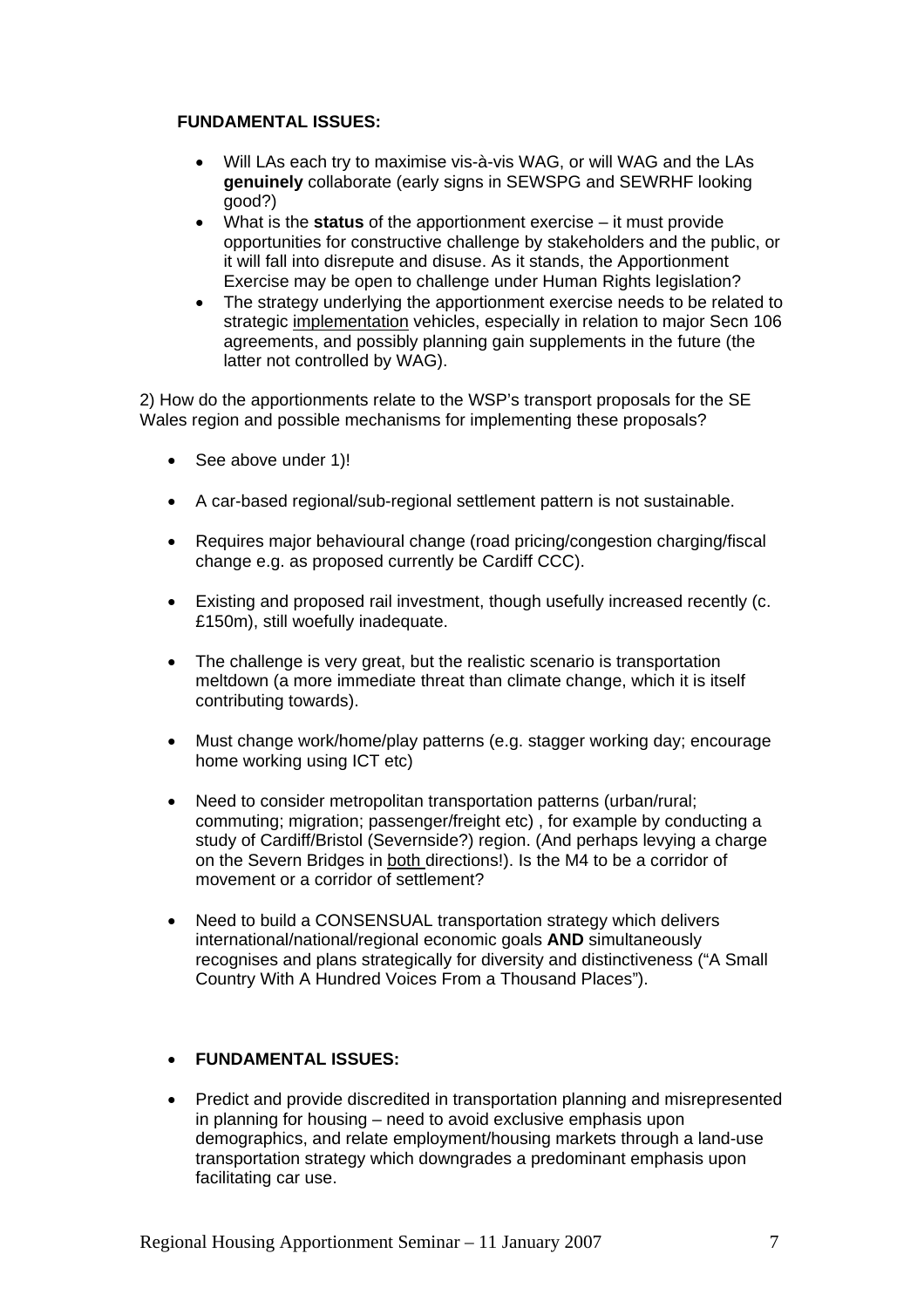**FUNDAMENTAL ISSUES:**

- Will LAs each try to maximise vis-à-vis WAG, or will WAG and the LAs **genuinely** collaborate (early signs in SEWSPG and SEWRHF looking good?)
- What is the **status** of the apportionment exercise – it must provide opportunities for constructive challenge by stakeholders and the public, or it will fall into disrepute and disuse. As it stands, the Apportionment Exercise may be open to challenge under Human Rights legislation?
- The strategy underlying the apportionment exercise needs to be related to strategic <u>implementation</u> vehicles, especially in relation to major Secn 106 agreements, and possibly planning gain supplements in the future (the latter not controlled by WAG).

2) How do the apportionments relate to the WSP's transport proposals for the SE Wales region and possible mechanisms for implementing these proposals?

- See above under 1)!
- A car-based regional/sub-regional settlement pattern is not sustainable.
- Requires major behavioural change (road pricing/congestion charging/fiscal change e.g. as proposed currently be Cardiff CCC).
- Existing and proposed rail investment, though usefully increased recently (c. £150m), still woefully inadequate.
- The challenge is very great, but the realistic scenario is transportation meltdown (a more immediate threat than climate change, which it is itself contributing towards).
- Must change work/home/play patterns (e.g. stagger working day; encourage home working using ICT etc)
- Need to consider metropolitan transportation patterns (urban/rural; commuting; migration; passenger/freight etc) , for example by conducting a study of Cardiff/Bristol (Severnside?) region. (And perhaps levying a charge on the Severn Bridges in <u>both</u> directions!). Is the M4 to be a corridor of movement or a corridor of settlement?
- Need to build a CONSENSUAL transportation strategy which delivers international/national/regional economic goals **AND** simultaneously recognises and plans strategically for diversity and distinctiveness ("A Small Country With A Hundred Voices From a Thousand Places").

- **FUNDAMENTAL ISSUES:**
- Predict and provide discredited in transportation planning and misrepresented in planning for housing – need to avoid exclusive emphasis upon demographics, and relate employment/housing markets through a land-use transportation strategy which downgrades a predominant emphasis upon facilitating car use.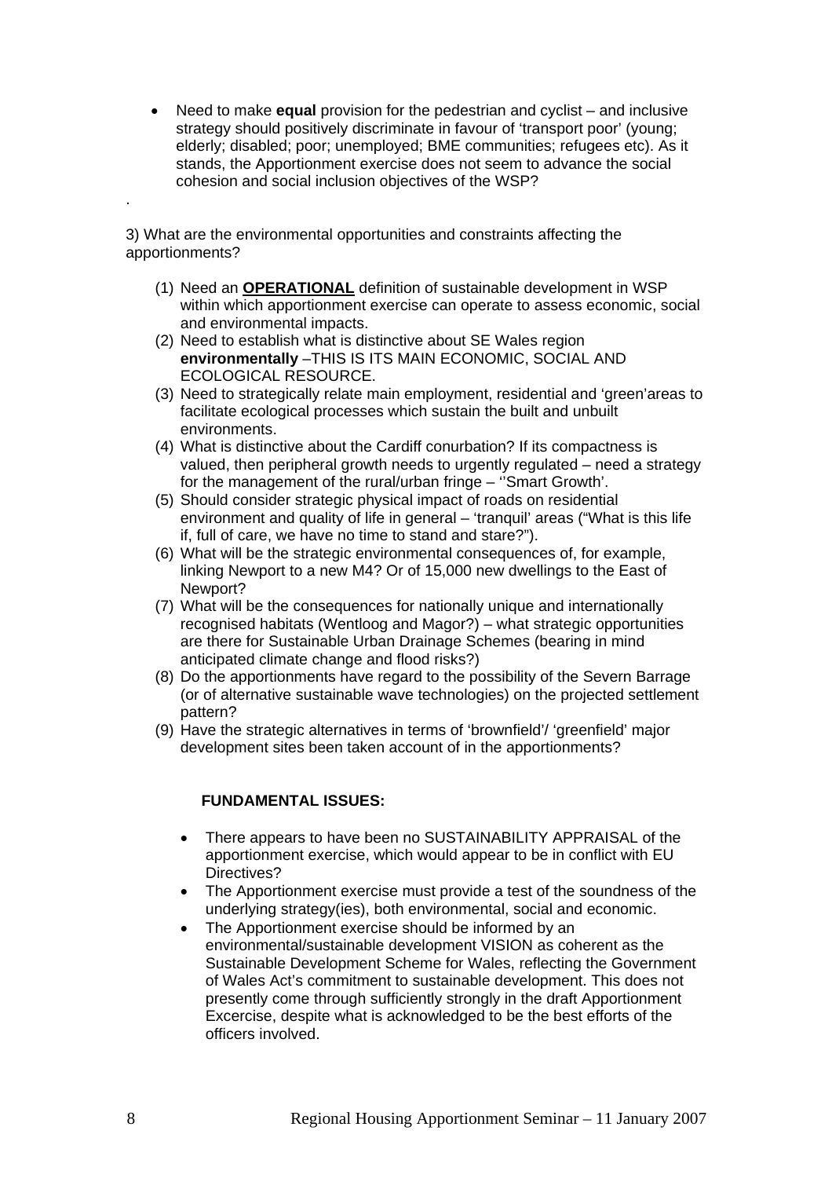- Need to make **equal** provision for the pedestrian and cyclist – and inclusive strategy should positively discriminate in favour of 'transport poor' (young; elderly; disabled; poor; unemployed; BME communities; refugees etc). As it stands, the Apportionment exercise does not seem to advance the social cohesion and social inclusion objectives of the WSP?

.

3) What are the environmental opportunities and constraints affecting the apportionments?

(1) Need an **<u>OPERATIONAL</u>** definition of sustainable development in WSP within which apportionment exercise can operate to assess economic, social and environmental impacts.
(2) Need to establish what is distinctive about SE Wales region **environmentally** –THIS IS ITS MAIN ECONOMIC, SOCIAL AND ECOLOGICAL RESOURCE.
(3) Need to strategically relate main employment, residential and 'green'areas to facilitate ecological processes which sustain the built and unbuilt environments.
(4) What is distinctive about the Cardiff conurbation? If its compactness is valued, then peripheral growth needs to urgently regulated – need a strategy for the management of the rural/urban fringe – ''Smart Growth'.
(5) Should consider strategic physical impact of roads on residential environment and quality of life in general – 'tranquil' areas ("What is this life if, full of care, we have no time to stand and stare?").
(6) What will be the strategic environmental consequences of, for example, linking Newport to a new M4? Or of 15,000 new dwellings to the East of Newport?
(7) What will be the consequences for nationally unique and internationally recognised habitats (Wentloog and Magor?) – what strategic opportunities are there for Sustainable Urban Drainage Schemes (bearing in mind anticipated climate change and flood risks?)
(8) Do the apportionments have regard to the possibility of the Severn Barrage (or of alternative sustainable wave technologies) on the projected settlement pattern?
(9) Have the strategic alternatives in terms of 'brownfield'/ 'greenfield' major development sites been taken account of in the apportionments?

**FUNDAMENTAL ISSUES:**

- There appears to have been no SUSTAINABILITY APPRAISAL of the apportionment exercise, which would appear to be in conflict with EU Directives?
- The Apportionment exercise must provide a test of the soundness of the underlying strategy(ies), both environmental, social and economic.
- The Apportionment exercise should be informed by an environmental/sustainable development VISION as coherent as the Sustainable Development Scheme for Wales, reflecting the Government of Wales Act's commitment to sustainable development. This does not presently come through sufficiently strongly in the draft Apportionment Excercise, despite what is acknowledged to be the best efforts of the officers involved.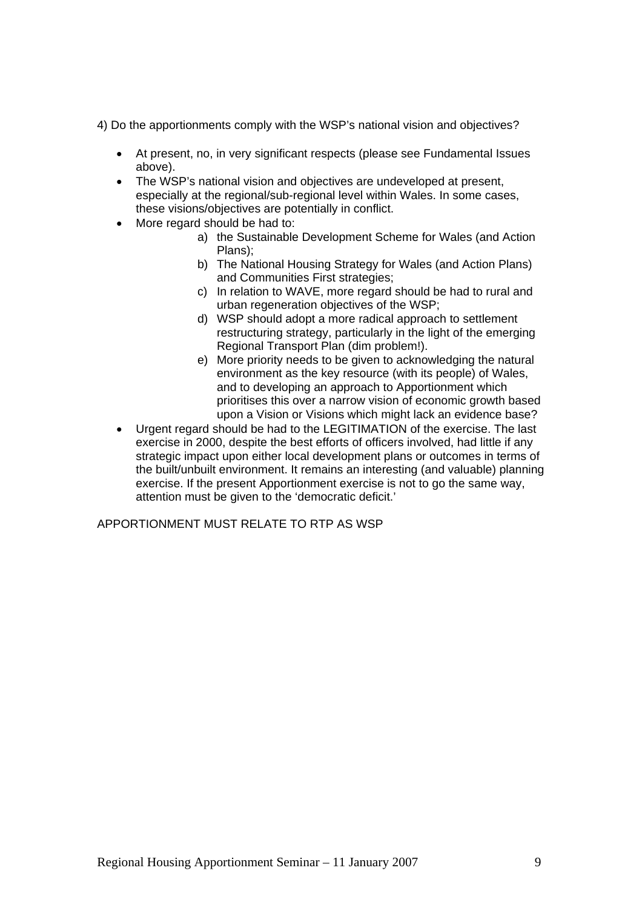4) Do the apportionments comply with the WSP's national vision and objectives?

- At present, no, in very significant respects (please see Fundamental Issues above).
- The WSP's national vision and objectives are undeveloped at present, especially at the regional/sub-regional level within Wales. In some cases, these visions/objectives are potentially in conflict.
- More regard should be had to:
    a) the Sustainable Development Scheme for Wales (and Action Plans);
    b) The National Housing Strategy for Wales (and Action Plans) and Communities First strategies;
    c) In relation to WAVE, more regard should be had to rural and urban regeneration objectives of the WSP;
    d) WSP should adopt a more radical approach to settlement restructuring strategy, particularly in the light of the emerging Regional Transport Plan (dim problem!).
    e) More priority needs to be given to acknowledging the natural environment as the key resource (with its people) of Wales, and to developing an approach to Apportionment which prioritises this over a narrow vision of economic growth based upon a Vision or Visions which might lack an evidence base?
- Urgent regard should be had to the LEGITIMATION of the exercise. The last exercise in 2000, despite the best efforts of officers involved, had little if any strategic impact upon either local development plans or outcomes in terms of the built/unbuilt environment. It remains an interesting (and valuable) planning exercise. If the present Apportionment exercise is not to go the same way, attention must be given to the 'democratic deficit.'

APPORTIONMENT MUST RELATE TO RTP AS WSP